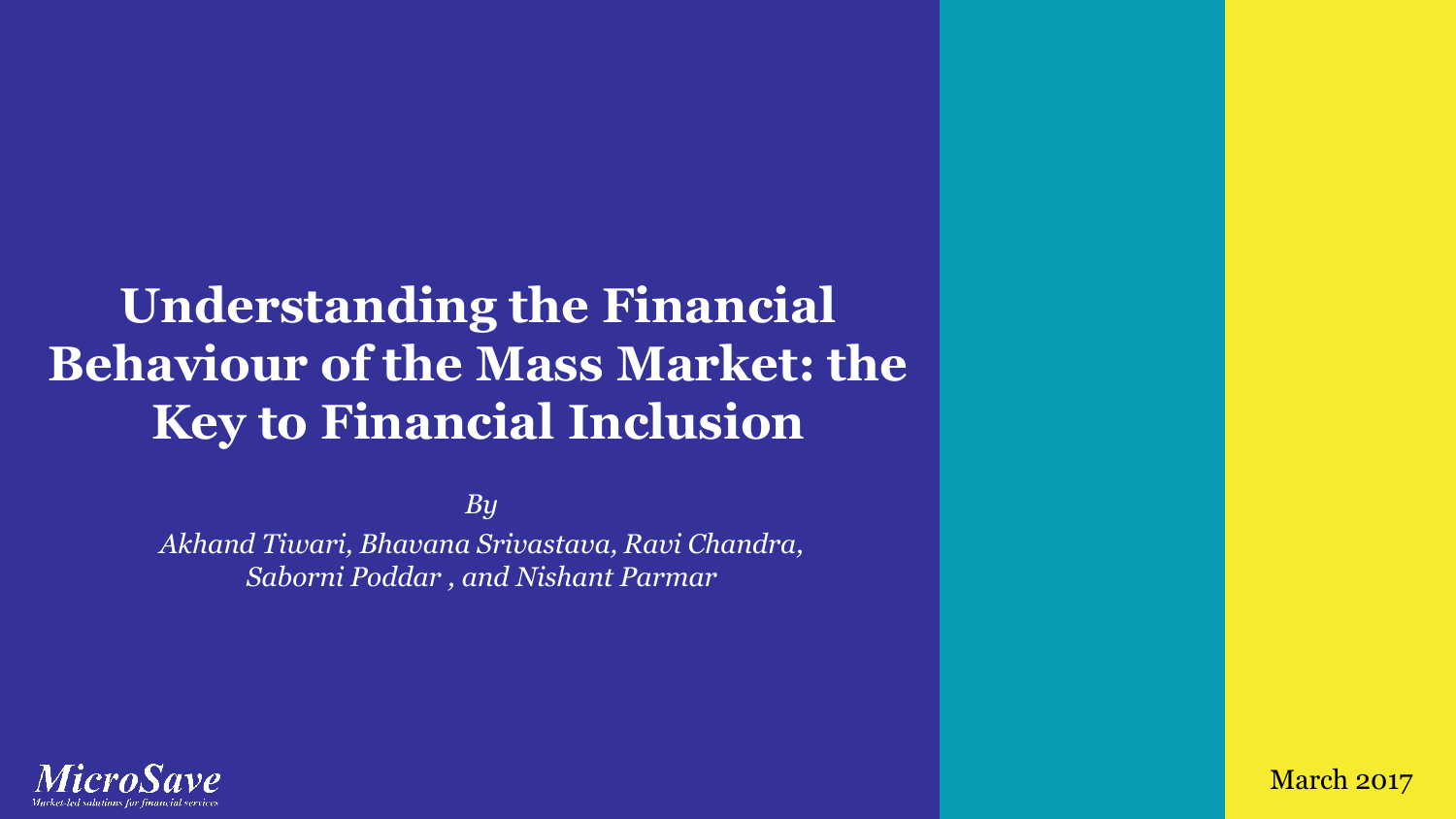# Understanding the Financial Behaviour of the Mass Market: the Key to Financial Inclusion

*By*

*Akhand Tiwari, Bhavana Srivastava, Ravi Chandra, Saborni Poddar , and Nishant Parmar*

MicroSave

Market-led solutions for financial services

March 2017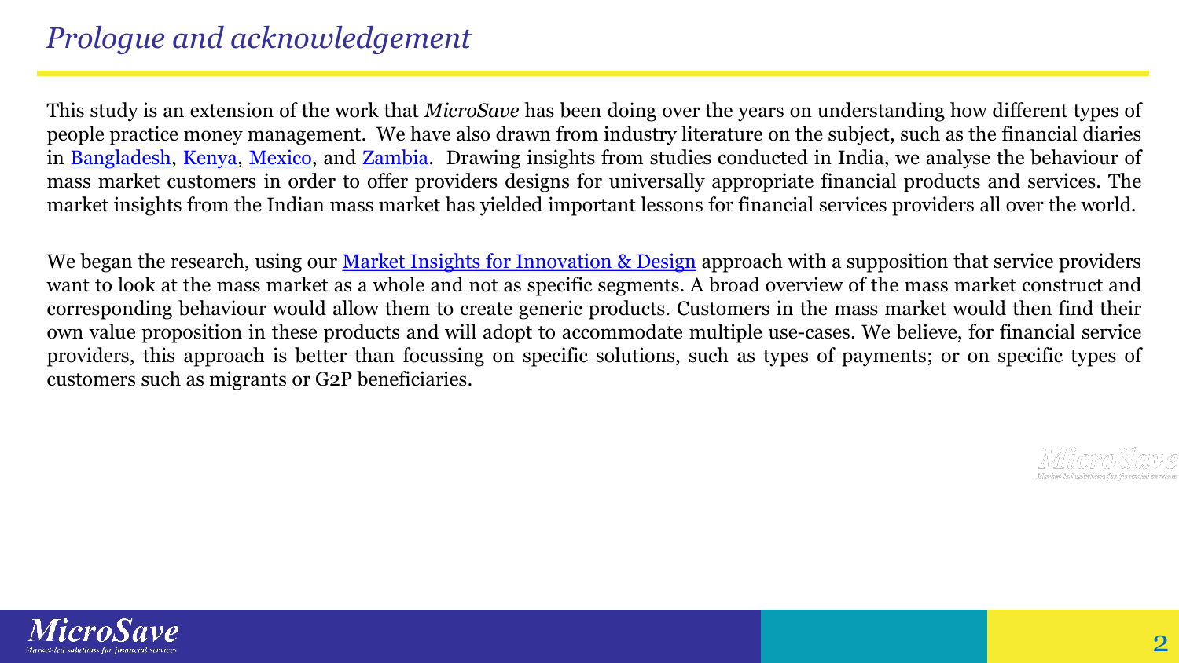# *Prologue and acknowledgement*

This study is an extension of the work that *MicroSave* has been doing over the years on understanding how different types of people practice money management. We have also drawn from industry literature on the subject, such as the financial diaries in Bangladesh, Kenya, Mexico, and Zambia. Drawing insights from studies conducted in India, we analyse the behaviour of mass market customers in order to offer providers designs for universally appropriate financial products and services. The market insights from the Indian mass market has yielded important lessons for financial services providers all over the world.

We began the research, using our Market Insights for Innovation & Design approach with a supposition that service providers want to look at the mass market as a whole and not as specific segments. A broad overview of the mass market construct and corresponding behaviour would allow them to create generic products. Customers in the mass market would then find their own value proposition in these products and will adopt to accommodate multiple use-cases. We believe, for financial service providers, this approach is better than focussing on specific solutions, such as types of payments; or on specific types of customers such as migrants or G2P beneficiaries.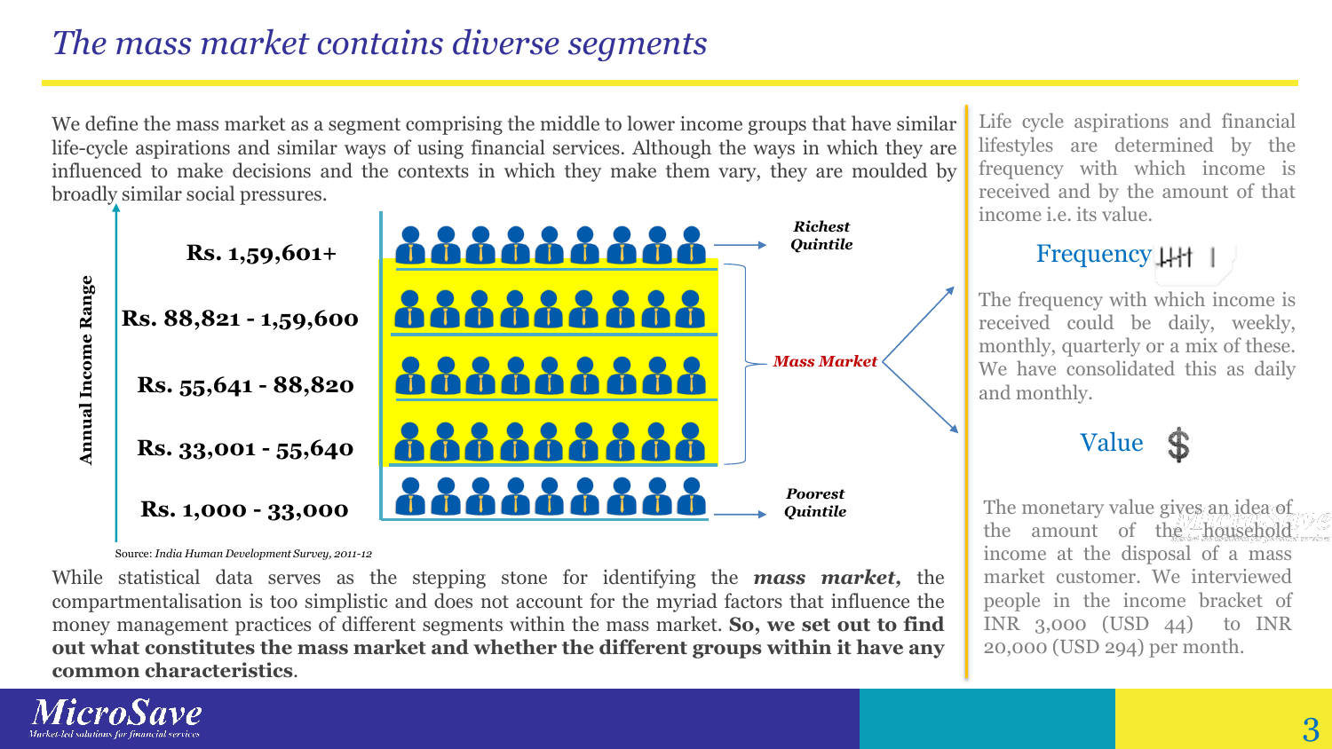# The mass market contains diverse segments

We define the mass market as a segment comprising the middle to lower income groups that have similar life-cycle aspirations and similar ways of using financial services. Although the ways in which they are influenced to make decisions and the contexts in which they make them vary, they are moulded by broadly similar social pressures.

| Annual Income Range | Segment |
| --- | --- |
| Rs. 1,59,601+ | *Richest Quintile* |
| Rs. 88,821 - 1,59,600 | *Mass Market* |
| Rs. 55,641 - 88,820 | *Mass Market* |
| Rs. 33,001 - 55,640 | *Mass Market* |
| Rs. 1,000 - 33,000 | *Poorest Quintile* |

Source: *India Human Development Survey, 2011-12*

While statistical data serves as the stepping stone for identifying the ***mass market,*** the compartmentalisation is too simplistic and does not account for the myriad factors that influence the money management practices of different segments within the mass market. **So, we set out to find out what constitutes the mass market and whether the different groups within it have any common characteristics**.

Life cycle aspirations and financial lifestyles are determined by the frequency with which income is received and by the amount of that income i.e. its value.

## Frequency

The frequency with which income is received could be daily, weekly, monthly, quarterly or a mix of these. We have consolidated this as daily and monthly.

## Value

The monetary value gives an idea of the amount of the household income at the disposal of a mass market customer. We interviewed people in the income bracket of INR 3,000 (USD 44) to INR 20,000 (USD 294) per month.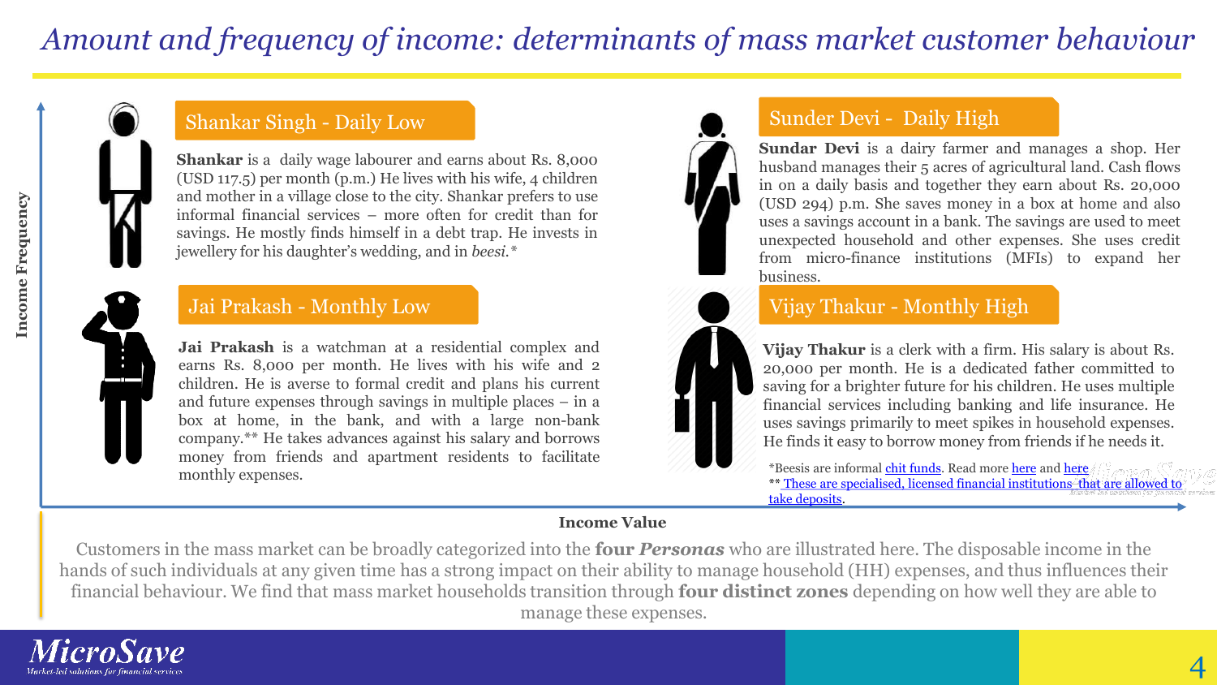# Amount and frequency of income: determinants of mass market customer behaviour

Income Frequency

## Shankar Singh - Daily Low

**Shankar** is a daily wage labourer and earns about Rs. 8,000 (USD 117.5) per month (p.m.) He lives with his wife, 4 children and mother in a village close to the city. Shankar prefers to use informal financial services – more often for credit than for savings. He mostly finds himself in a debt trap. He invests in jewellery for his daughter's wedding, and in *beesi.**

## Sunder Devi - Daily High

**Sundar Devi** is a dairy farmer and manages a shop. Her husband manages their 5 acres of agricultural land. Cash flows in on a daily basis and together they earn about Rs. 20,000 (USD 294) p.m. She saves money in a box at home and also uses a savings account in a bank. The savings are used to meet unexpected household and other expenses. She uses credit from micro-finance institutions (MFIs) to expand her business.

## Jai Prakash - Monthly Low

**Jai Prakash** is a watchman at a residential complex and earns Rs. 8,000 per month. He lives with his wife and 2 children. He is averse to formal credit and plans his current and future expenses through savings in multiple places – in a box at home, in the bank, and with a large non-bank company.** He takes advances against his salary and borrows money from friends and apartment residents to facilitate monthly expenses.

## Vijay Thakur - Monthly High

**Vijay Thakur** is a clerk with a firm. His salary is about Rs. 20,000 per month. He is a dedicated father committed to saving for a brighter future for his children. He uses multiple financial services including banking and life insurance. He uses savings primarily to meet spikes in household expenses. He finds it easy to borrow money from friends if he needs it.

*Beesis are informal chit funds. Read more here and here

** These are specialised, licensed financial institutions that are allowed to take deposits.

Income Value

Customers in the mass market can be broadly categorized into the **four *Personas*** who are illustrated here. The disposable income in the hands of such individuals at any given time has a strong impact on their ability to manage household (HH) expenses, and thus influences their financial behaviour. We find that mass market households transition through **four distinct zones** depending on how well they are able to manage these expenses.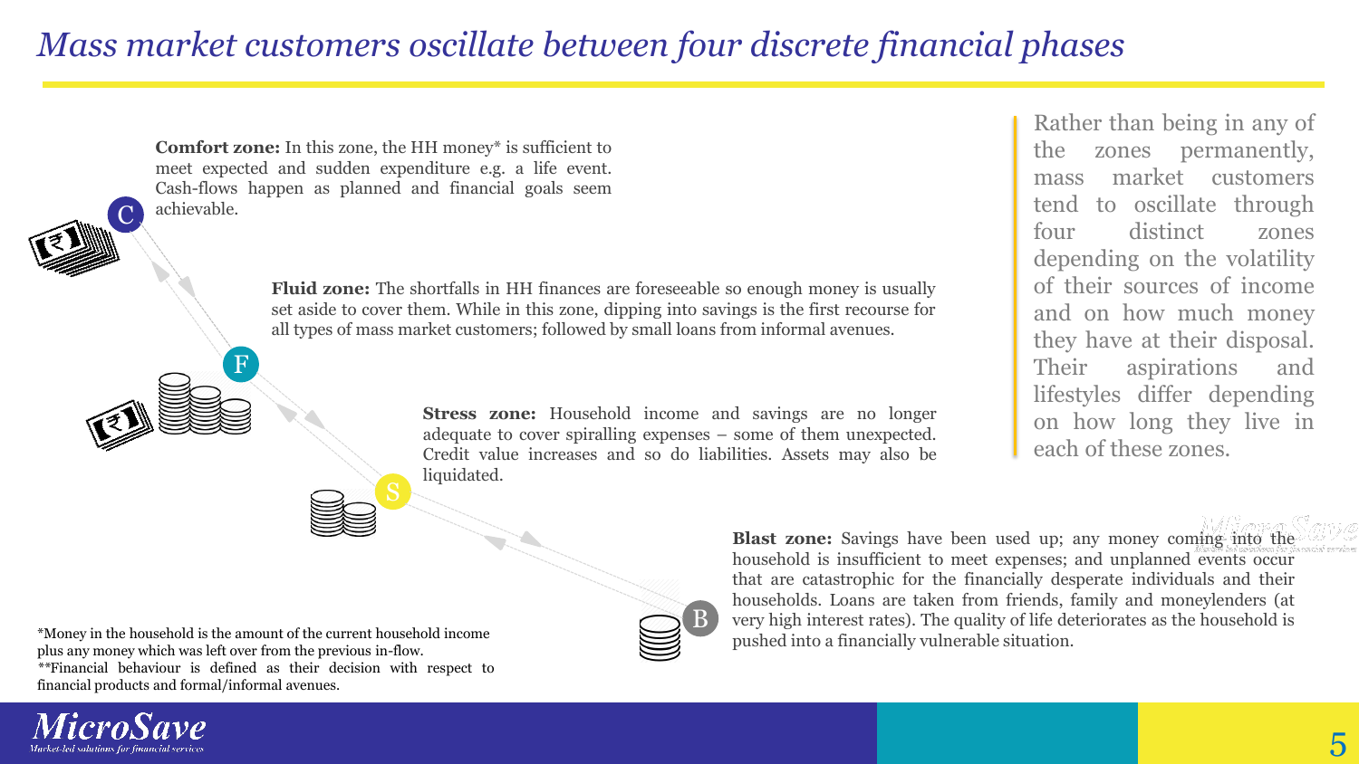# *Mass market customers oscillate between four discrete financial phases*

**Comfort zone:** In this zone, the HH money* is sufficient to meet expected and sudden expenditure e.g. a life event. Cash-flows happen as planned and financial goals seem achievable.

**Fluid zone:** The shortfalls in HH finances are foreseeable so enough money is usually set aside to cover them. While in this zone, dipping into savings is the first recourse for all types of mass market customers; followed by small loans from informal avenues.

**Stress zone:** Household income and savings are no longer adequate to cover spiralling expenses – some of them unexpected. Credit value increases and so do liabilities. Assets may also be liquidated.

**Blast zone:** Savings have been used up; any money coming into the household is insufficient to meet expenses; and unplanned events occur that are catastrophic for the financially desperate individuals and their households. Loans are taken from friends, family and moneylenders (at very high interest rates). The quality of life deteriorates as the household is pushed into a financially vulnerable situation.

Rather than being in any of the zones permanently, mass market customers tend to oscillate through four distinct zones depending on the volatility of their sources of income and on how much money they have at their disposal. Their aspirations and lifestyles differ depending on how long they live in each of these zones.

*Money in the household is the amount of the current household income plus any money which was left over from the previous in-flow.

**Financial behaviour is defined as their decision with respect to financial products and formal/informal avenues.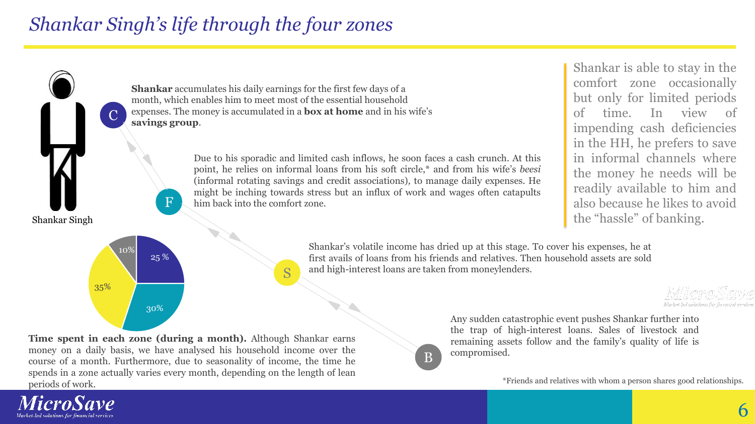# *Shankar Singh's life through the four zones*

Shankar Singh

**C** — **Shankar** accumulates his daily earnings for the first few days of a month, which enables him to meet most of the essential household expenses. The money is accumulated in a **box at home** and in his wife's **savings group**.

**F** — Due to his sporadic and limited cash inflows, he soon faces a cash crunch. At this point, he relies on informal loans from his soft circle,* and from his wife's *beesi* (informal rotating savings and credit associations), to manage daily expenses. He might be inching towards stress but an influx of work and wages often catapults him back into the comfort zone.

**S** — Shankar's volatile income has dried up at this stage. To cover his expenses, he at first avails of loans from his friends and relatives. Then household assets are sold and high-interest loans are taken from moneylenders.

**B** — Any sudden catastrophic event pushes Shankar further into the trap of high-interest loans. Sales of livestock and remaining assets follow and the family's quality of life is compromised.

> Shankar is able to stay in the comfort zone occasionally but only for limited periods of time. In view of impending cash deficiencies in the HH, he prefers to save in informal channels where the money he needs will be readily available to him and also because he likes to avoid the "hassle" of banking.

| Zone | Time spent |
|---|---|
| C | 25% |
| F | 30% |
| S | 35% |
| B | 10% |

**Time spent in each zone (during a month).** Although Shankar earns money on a daily basis, we have analysed his household income over the course of a month. Furthermore, due to seasonality of income, the time he spends in a zone actually varies every month, depending on the length of lean periods of work.

*Friends and relatives with whom a person shares good relationships.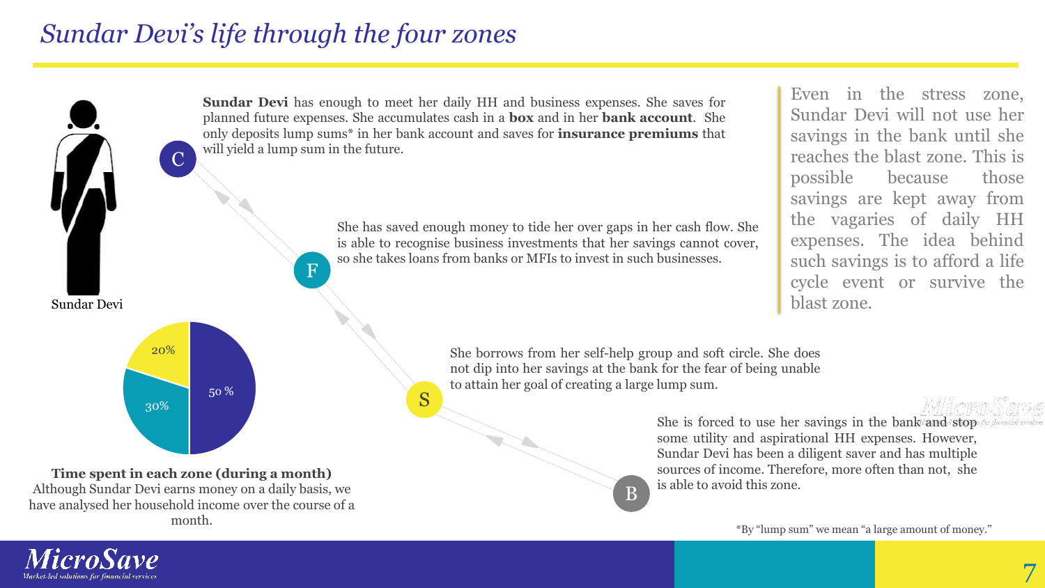# *Sundar Devi's life through the four zones*

Sundar Devi

**C** — **Sundar Devi** has enough to meet her daily HH and business expenses. She saves for planned future expenses. She accumulates cash in a **box** and in her **bank account**. She only deposits lump sums* in her bank account and saves for **insurance premiums** that will yield a lump sum in the future.

**F** — She has saved enough money to tide her over gaps in her cash flow. She is able to recognise business investments that her savings cannot cover, so she takes loans from banks or MFIs to invest in such businesses.

**S** — She borrows from her self-help group and soft circle. She does not dip into her savings at the bank for the fear of being unable to attain her goal of creating a large lump sum.

**B** — She is forced to use her savings in the bank and stop some utility and aspirational HH expenses. However, Sundar Devi has been a diligent saver and has multiple sources of income. Therefore, more often than not, she is able to avoid this zone.

Even in the stress zone, Sundar Devi will not use her savings in the bank until she reaches the blast zone. This is possible because those savings are kept away from the vagaries of daily HH expenses. The idea behind such savings is to afford a life cycle event or survive the blast zone.

| Zone | Share |
|---|---|
| C | 50 % |
| F | 30% |
| S | 20% |

**Time spent in each zone (during a month)**
Although Sundar Devi earns money on a daily basis, we have analysed her household income over the course of a month.

*By "lump sum" we mean "a large amount of money."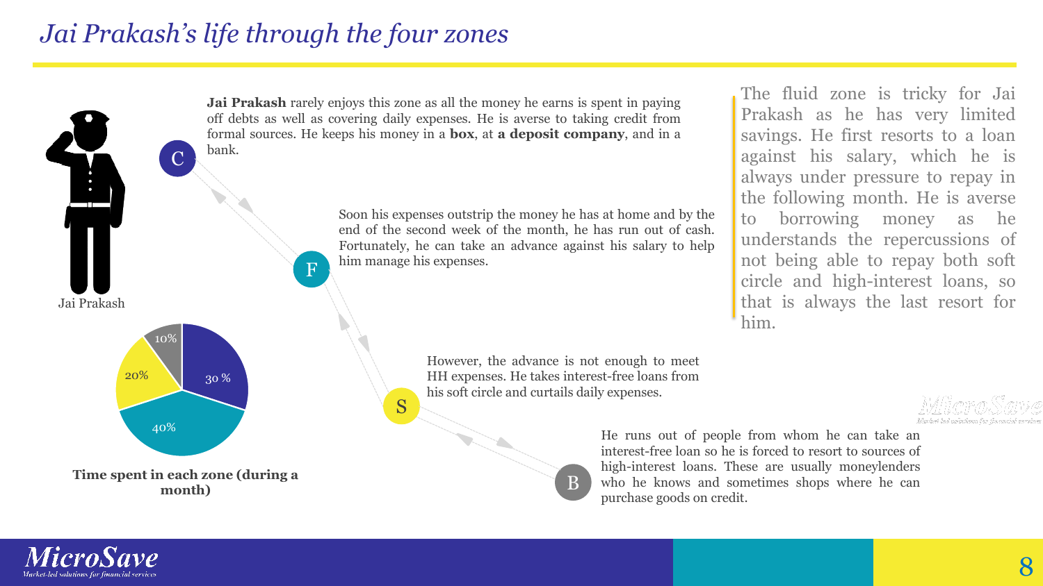# *Jai Prakash's life through the four zones*

Jai Prakash

**C** — **Jai Prakash** rarely enjoys this zone as all the money he earns is spent in paying off debts as well as covering daily expenses. He is averse to taking credit from formal sources. He keeps his money in a **box**, at **a deposit company**, and in a bank.

**F** — Soon his expenses outstrip the money he has at home and by the end of the second week of the month, he has run out of cash. Fortunately, he can take an advance against his salary to help him manage his expenses.

**S** — However, the advance is not enough to meet HH expenses. He takes interest-free loans from his soft circle and curtails daily expenses.

**B** — He runs out of people from whom he can take an interest-free loan so he is forced to resort to sources of high-interest loans. These are usually moneylenders who he knows and sometimes shops where he can purchase goods on credit.

The fluid zone is tricky for Jai Prakash as he has very limited savings. He first resorts to a loan against his salary, which he is always under pressure to repay in the following month. He is averse to borrowing money as he understands the repercussions of not being able to repay both soft circle and high-interest loans, so that is always the last resort for him.

**Time spent in each zone (during a month)**

| Zone | Time spent |
| --- | --- |
| C | 30 % |
| F | 40% |
| S | 20% |
| B | 10% |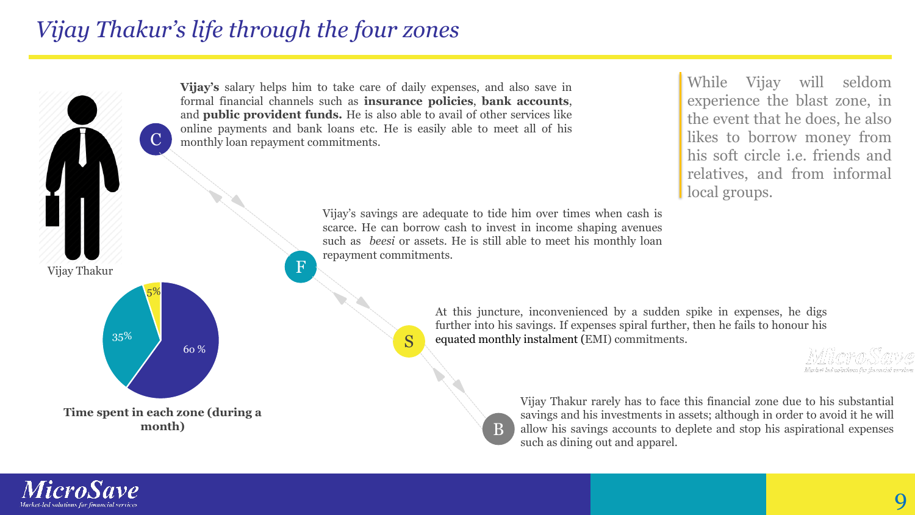# *Vijay Thakur's life through the four zones*

Vijay Thakur

**C** — **Vijay's** salary helps him to take care of daily expenses, and also save in formal financial channels such as **insurance policies**, **bank accounts**, and **public provident funds.** He is also able to avail of other services like online payments and bank loans etc. He is easily able to meet all of his monthly loan repayment commitments.

**F** — Vijay's savings are adequate to tide him over times when cash is scarce. He can borrow cash to invest in income shaping avenues such as *beesi* or assets. He is still able to meet his monthly loan repayment commitments.

**S** — At this juncture, inconvenienced by a sudden spike in expenses, he digs further into his savings. If expenses spiral further, then he fails to honour his equated monthly instalment (EMI) commitments.

**B** — Vijay Thakur rarely has to face this financial zone due to his substantial savings and his investments in assets; although in order to avoid it he will allow his savings accounts to deplete and stop his aspirational expenses such as dining out and apparel.

> While Vijay will seldom experience the blast zone, in the event that he does, he also likes to borrow money from his soft circle i.e. friends and relatives, and from informal local groups.

**Time spent in each zone (during a month)**

- 60 %
- 35%
- 5%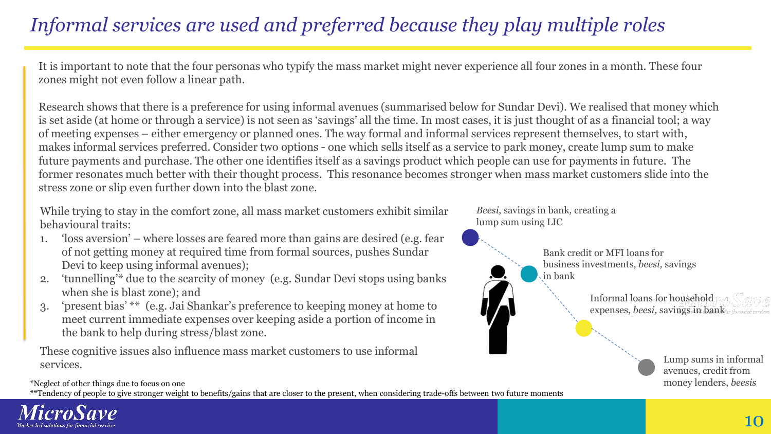# *Informal services are used and preferred because they play multiple roles*

It is important to note that the four personas who typify the mass market might never experience all four zones in a month. These four zones might not even follow a linear path.

Research shows that there is a preference for using informal avenues (summarised below for Sundar Devi). We realised that money which is set aside (at home or through a service) is not seen as 'savings' all the time. In most cases, it is just thought of as a financial tool; a way of meeting expenses – either emergency or planned ones. The way formal and informal services represent themselves, to start with, makes informal services preferred. Consider two options - one which sells itself as a service to park money, create lump sum to make future payments and purchase. The other one identifies itself as a savings product which people can use for payments in future. The former resonates much better with their thought process. This resonance becomes stronger when mass market customers slide into the stress zone or slip even further down into the blast zone.

While trying to stay in the comfort zone, all mass market customers exhibit similar behavioural traits:

1. 'loss aversion' – where losses are feared more than gains are desired (e.g. fear of not getting money at required time from formal sources, pushes Sundar Devi to keep using informal avenues);
2. 'tunnelling'* due to the scarcity of money (e.g. Sundar Devi stops using banks when she is blast zone); and
3. 'present bias' ** (e.g. Jai Shankar's preference to keeping money at home to meet current immediate expenses over keeping aside a portion of income in the bank to help during stress/blast zone.

These cognitive issues also influence mass market customers to use informal services.

- *Beesi*, savings in bank, creating a lump sum using LIC
- Bank credit or MFI loans for business investments, *beesi*, savings in bank
- Informal loans for household expenses, *beesi*, savings in bank
- Lump sums in informal avenues, credit from money lenders, *beesis*

*Neglect of other things due to focus on one

**Tendency of people to give stronger weight to benefits/gains that are closer to the present, when considering trade-offs between two future moments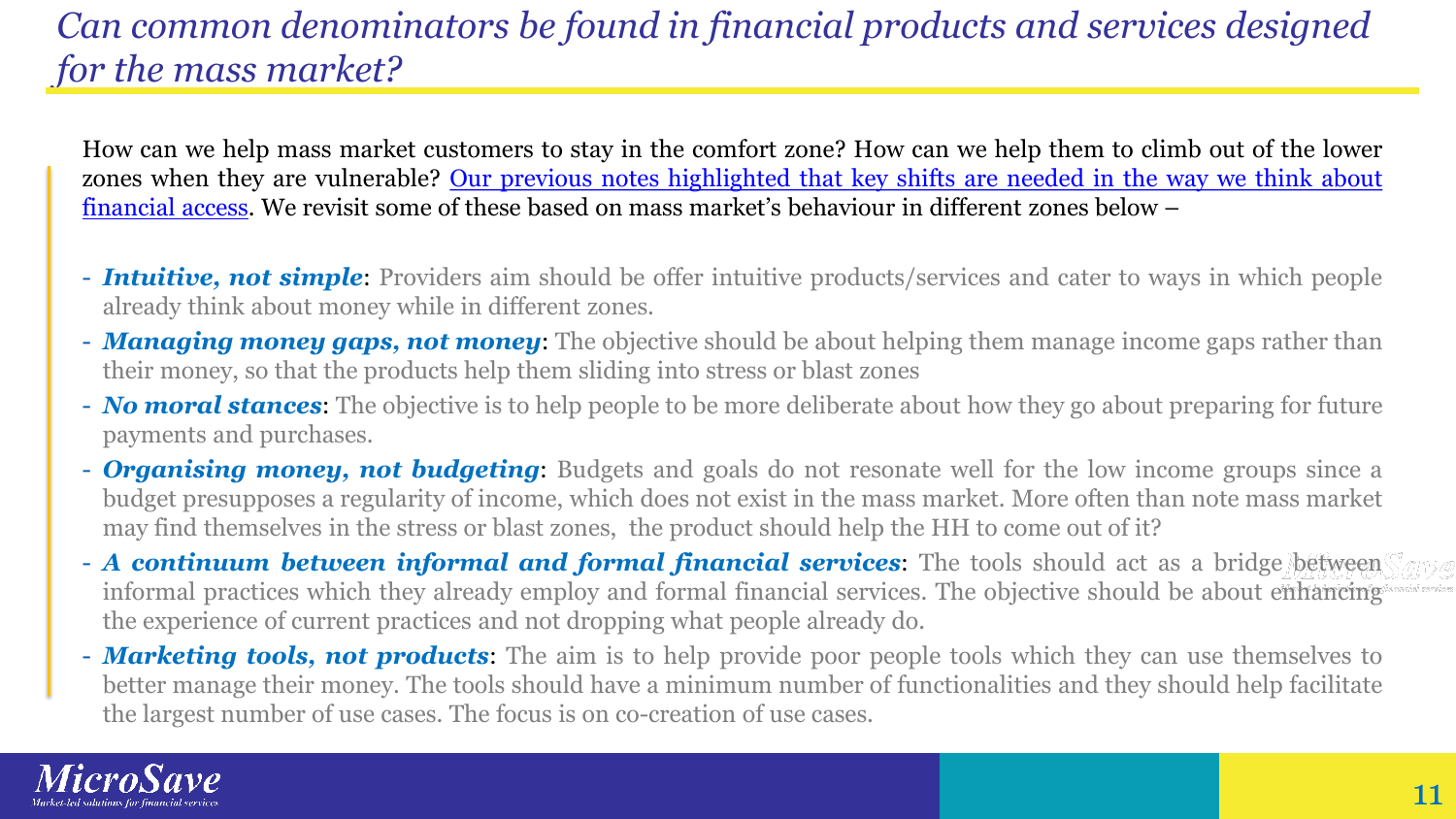# *Can common denominators be found in financial products and services designed for the mass market?*

How can we help mass market customers to stay in the comfort zone? How can we help them to climb out of the lower zones when they are vulnerable? Our previous notes highlighted that key shifts are needed in the way we think about financial access. We revisit some of these based on mass market's behaviour in different zones below –

- ***Intuitive, not simple***: Providers aim should be offer intuitive products/services and cater to ways in which people already think about money while in different zones.
- ***Managing money gaps, not money***: The objective should be about helping them manage income gaps rather than their money, so that the products help them sliding into stress or blast zones
- ***No moral stances***: The objective is to help people to be more deliberate about how they go about preparing for future payments and purchases.
- ***Organising money, not budgeting***: Budgets and goals do not resonate well for the low income groups since a budget presupposes a regularity of income, which does not exist in the mass market. More often than note mass market may find themselves in the stress or blast zones, the product should help the HH to come out of it?
- ***A continuum between informal and formal financial services***: The tools should act as a bridge between informal practices which they already employ and formal financial services. The objective should be about enhancing the experience of current practices and not dropping what people already do.
- ***Marketing tools, not products***: The aim is to help provide poor people tools which they can use themselves to better manage their money. The tools should have a minimum number of functionalities and they should help facilitate the largest number of use cases. The focus is on co-creation of use cases.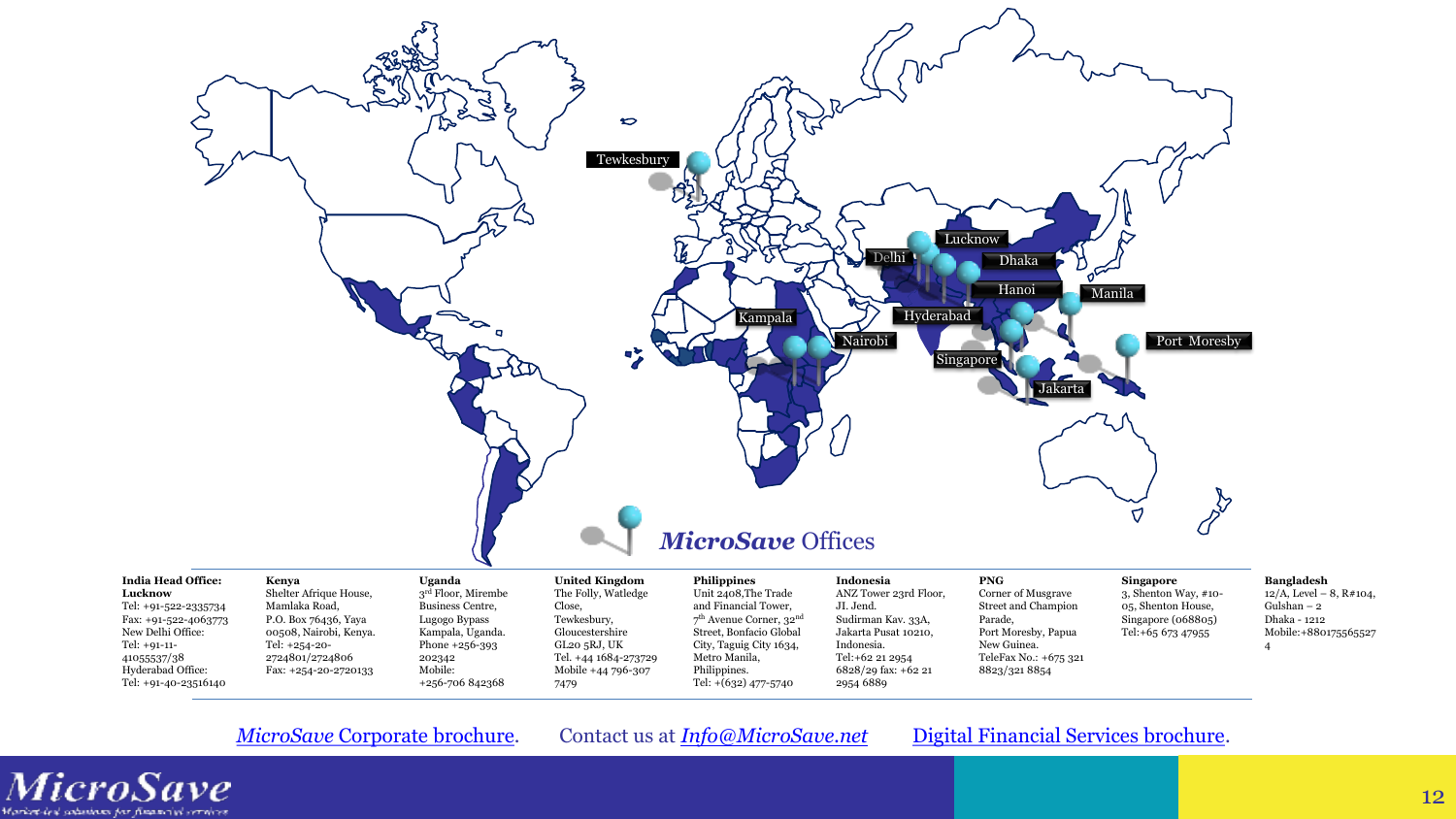# *MicroSave* Offices

Tewkesbury
Lucknow
Delhi
Dhaka
Hanoi
Manila
Kampala
Hyderabad
Nairobi
Port Moresby
Singapore
Jakarta

**India Head Office: Lucknow**
Tel: +91-522-2335734
Fax: +91-522-4063773
New Delhi Office:
Tel: +91-11-41055537/38
Hyderabad Office:
Tel: +91-40-23516140

**Kenya**
Shelter Afrique House, Mamlaka Road,
P.O. Box 76436, Yaya 00508, Nairobi, Kenya.
Tel: +254-20-2724801/2724806
Fax: +254-20-2720133

**Uganda**
3rd Floor, Mirembe Business Centre,
Lugogo Bypass
Kampala, Uganda.
Phone +256-393 202342
Mobile:
+256-706 842368

**United Kingdom**
The Folly, Watledge Close,
Tewkesbury, Gloucestershire
GL20 5RJ, UK
Tel. +44 1684-273729
Mobile +44 796-307 7479

**Philippines**
Unit 2408,The Trade and Financial Tower,
7th Avenue Corner, 32nd Street, Bonfacio Global City, Taguig City 1634, Metro Manila, Philippines.
Tel: +(632) 477-5740

**Indonesia**
ANZ Tower 23rd Floor, JI. Jend.
Sudirman Kav. 33A, Jakarta Pusat 10210, Indonesia.
Tel:+62 21 2954 6828/29 fax: +62 21 2954 6889

**PNG**
Corner of Musgrave Street and Champion Parade,
Port Moresby, Papua New Guinea.
TeleFax No.: +675 321 8823/321 8854

**Singapore**
3, Shenton Way, #10-05, Shenton House,
Singapore (068805)
Tel:+65 673 47955

**Bangladesh**
12/A, Level – 8, R#104, Gulshan – 2
Dhaka - 1212
Mobile:+8801755655274

*MicroSave* Corporate brochure. Contact us at *Info@MicroSave.net* Digital Financial Services brochure.